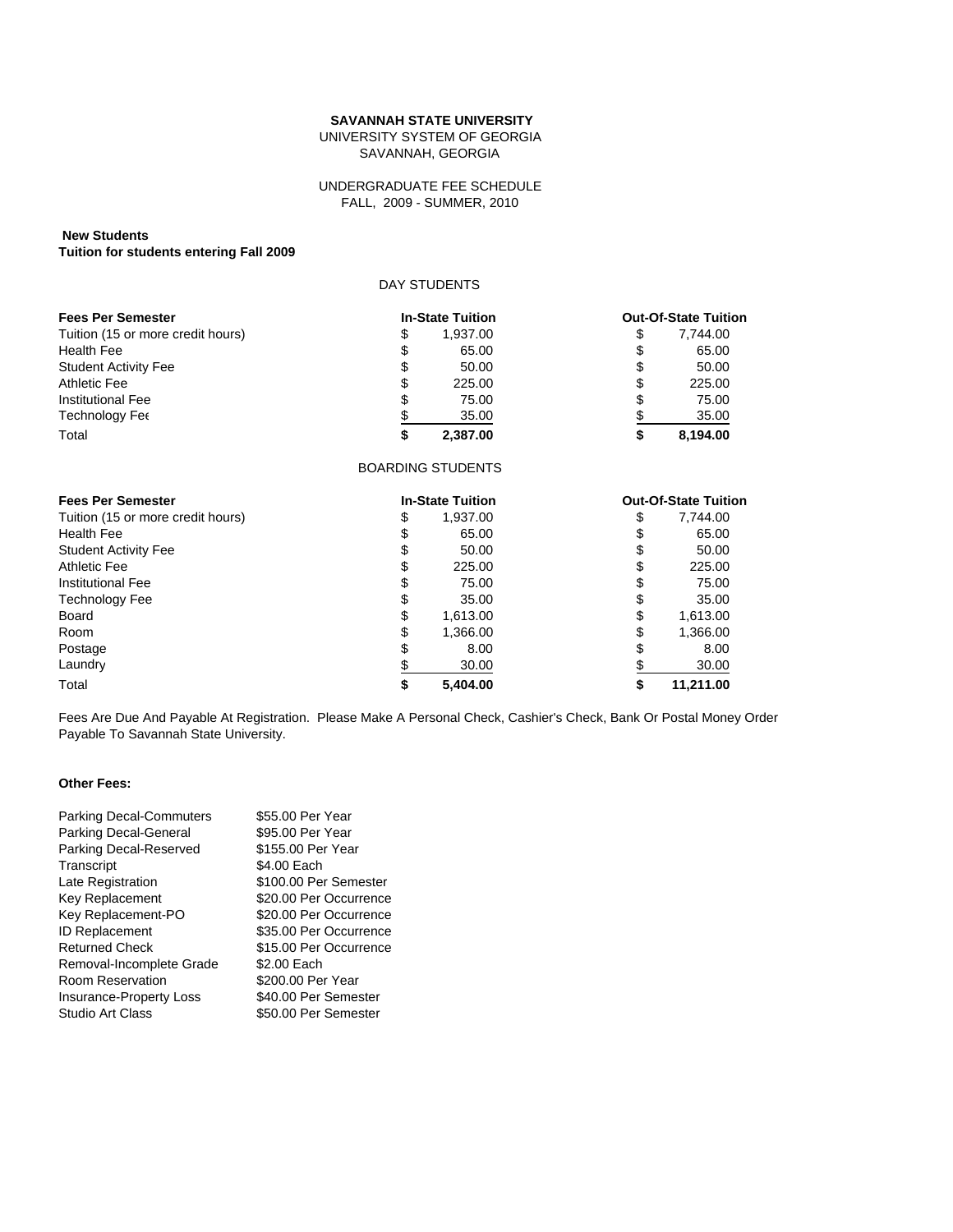**SAVANNAH STATE UNIVERSITY**
UNIVERSITY SYSTEM OF GEORGIA
SAVANNAH, GEORGIA

UNDERGRADUATE FEE SCHEDULE
FALL, 2009 - SUMMER, 2010

**New Students**
**Tuition for students entering Fall 2009**

DAY STUDENTS

| **Fees Per Semester** | **In-State Tuition** | **Out-Of-State Tuition** |
|---|---|---|
| Tuition (15 or more credit hours) | $ 1,937.00 | $ 7,744.00 |
| Health Fee | $ 65.00 | $ 65.00 |
| Student Activity Fee | $ 50.00 | $ 50.00 |
| Athletic Fee | $ 225.00 | $ 225.00 |
| Institutional Fee | $ 75.00 | $ 75.00 |
| Technology Fee | $ 35.00 | $ 35.00 |
| Total | **$ 2,387.00** | **$ 8,194.00** |

BOARDING STUDENTS

| **Fees Per Semester** | **In-State Tuition** | **Out-Of-State Tuition** |
|---|---|---|
| Tuition (15 or more credit hours) | $ 1,937.00 | $ 7,744.00 |
| Health Fee | $ 65.00 | $ 65.00 |
| Student Activity Fee | $ 50.00 | $ 50.00 |
| Athletic Fee | $ 225.00 | $ 225.00 |
| Institutional Fee | $ 75.00 | $ 75.00 |
| Technology Fee | $ 35.00 | $ 35.00 |
| Board | $ 1,613.00 | $ 1,613.00 |
| Room | $ 1,366.00 | $ 1,366.00 |
| Postage | $ 8.00 | $ 8.00 |
| Laundry | $ 30.00 | $ 30.00 |
| Total | **$ 5,404.00** | **$ 11,211.00** |

Fees Are Due And Payable At Registration. Please Make A Personal Check, Cashier's Check, Bank Or Postal Money Order Payable To Savannah State University.

**Other Fees:**

| | |
|---|---|
| Parking Decal-Commuters | $55.00 Per Year |
| Parking Decal-General | $95.00 Per Year |
| Parking Decal-Reserved | $155.00 Per Year |
| Transcript | $4.00 Each |
| Late Registration | $100.00 Per Semester |
| Key Replacement | $20.00 Per Occurrence |
| Key Replacement-PO | $20.00 Per Occurrence |
| ID Replacement | $35.00 Per Occurrence |
| Returned Check | $15.00 Per Occurrence |
| Removal-Incomplete Grade | $2.00 Each |
| Room Reservation | $200.00 Per Year |
| Insurance-Property Loss | $40.00 Per Semester |
| Studio Art Class | $50.00 Per Semester |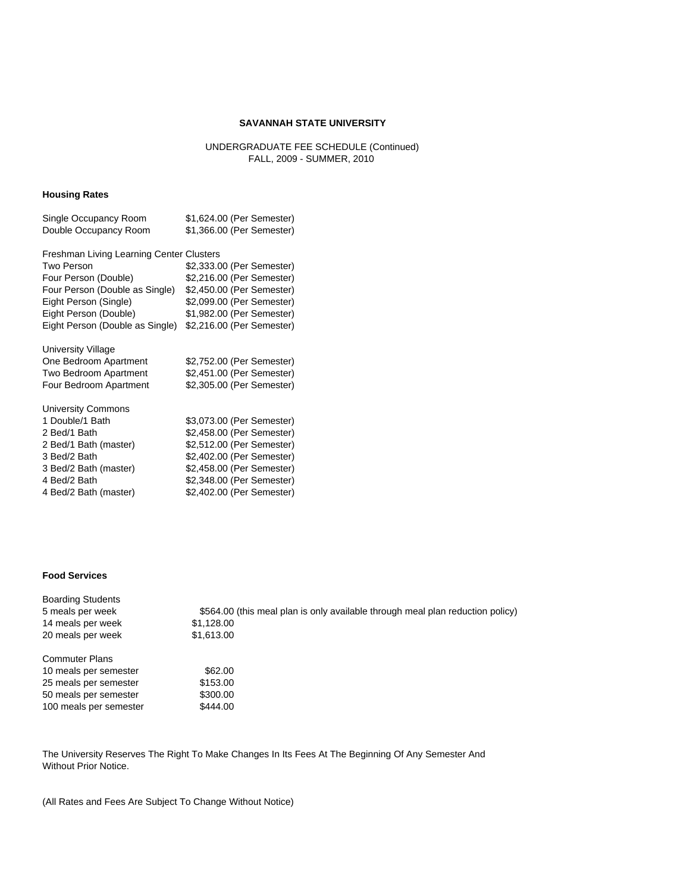**SAVANNAH STATE UNIVERSITY**

UNDERGRADUATE FEE SCHEDULE (Continued)
FALL, 2009 - SUMMER, 2010

**Housing Rates**

| | |
|---|---|
| Single Occupancy Room | $1,624.00 (Per Semester) |
| Double Occupancy Room | $1,366.00 (Per Semester) |
| | |
| Freshman Living Learning Center Clusters | |
| Two Person | $2,333.00 (Per Semester) |
| Four Person (Double) | $2,216.00 (Per Semester) |
| Four Person (Double as Single) | $2,450.00 (Per Semester) |
| Eight Person (Single) | $2,099.00 (Per Semester) |
| Eight Person (Double) | $1,982.00 (Per Semester) |
| Eight Person (Double as Single) | $2,216.00 (Per Semester) |
| | |
| University Village | |
| One Bedroom Apartment | $2,752.00 (Per Semester) |
| Two Bedroom Apartment | $2,451.00 (Per Semester) |
| Four Bedroom Apartment | $2,305.00 (Per Semester) |
| | |
| University Commons | |
| 1 Double/1 Bath | $3,073.00 (Per Semester) |
| 2 Bed/1 Bath | $2,458.00 (Per Semester) |
| 2 Bed/1 Bath (master) | $2,512.00 (Per Semester) |
| 3 Bed/2 Bath | $2,402.00 (Per Semester) |
| 3 Bed/2 Bath (master) | $2,458.00 (Per Semester) |
| 4 Bed/2 Bath | $2,348.00 (Per Semester) |
| 4 Bed/2 Bath (master) | $2,402.00 (Per Semester) |

**Food Services**

| | |
|---|---|
| Boarding Students | |
| 5 meals per week | $564.00 (this meal plan is only available through meal plan reduction policy) |
| 14 meals per week | $1,128.00 |
| 20 meals per week | $1,613.00 |
| | |
| Commuter Plans | |
| 10 meals per semester | $62.00 |
| 25 meals per semester | $153.00 |
| 50 meals per semester | $300.00 |
| 100 meals per semester | $444.00 |

The University Reserves The Right To Make Changes In Its Fees At The Beginning Of Any Semester And Without Prior Notice.

(All Rates and Fees Are Subject To Change Without Notice)